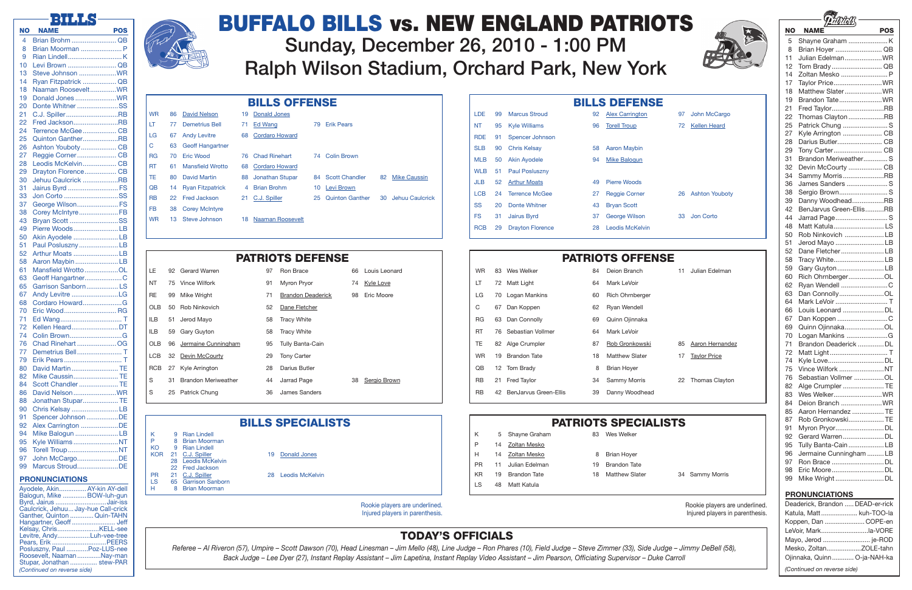# BUFFALO BILLS vs. NEW ENGLAND PATRIOTS

## Sunday, December 26, 2010 - 1:00 PM

## Ralph Wilson Stadium, Orchard Park, New York

### BILLS

| NO | NAME | POS |
|---|---|---|
| 4 | Brian Brohm | QB |
| 8 | Brian Moorman | P |
| 9 | Rian Lindell | K |
| 10 | Levi Brown | QB |
| 13 | Steve Johnson | WR |
| 14 | Ryan Fitzpatrick | QB |
| 18 | Naaman Roosevelt | WR |
| 19 | Donald Jones | WR |
| 20 | Donte Whitner | SS |
| 21 | C.J. Spiller | RB |
| 22 | Fred Jackson | RB |
| 24 | Terrence McGee | CB |
| 25 | Quinton Ganther | RB |
| 26 | Ashton Youboty | CB |
| 27 | Reggie Corner | CB |
| 28 | Leodis McKelvin | CB |
| 29 | Drayton Florence | CB |
| 30 | Jehuu Caulcrick | RB |
| 31 | Jairus Byrd | FS |
| 33 | Jon Corto | SS |
| 37 | George Wilson | FS |
| 38 | Corey McIntyre | FB |
| 43 | Bryan Scott | SS |
| 49 | Pierre Woods | LB |
| 50 | Akin Ayodele | LB |
| 51 | Paul Posluszny | LB |
| 52 | Arthur Moats | LB |
| 58 | Aaron Maybin | LB |
| 61 | Mansfield Wrotto | OL |
| 63 | Geoff Hangartner | C |
| 65 | Garrison Sanborn | LS |
| 67 | Andy Levitre | LG |
| 68 | Cordaro Howard | G |
| 70 | Eric Wood | RG |
| 71 | Ed Wang | T |
| 72 | Kellen Heard | DT |
| 74 | Colin Brown | G |
| 76 | Chad Rinehart | OG |
| 77 | Demetrius Bell | T |
| 79 | Erik Pears | T |
| 80 | David Martin | TE |
| 82 | Mike Caussin | TE |
| 84 | Scott Chandler | TE |
| 86 | David Nelson | WR |
| 88 | Jonathan Stupar | TE |
| 90 | Chris Kelsay | LB |
| 91 | Spencer Johnson | DE |
| 92 | Alex Carrington | DE |
| 94 | Mike Balogun | LB |
| 95 | Kyle Williams | NT |
| 96 | Torell Troup | NT |
| 97 | John McCargo | DE |
| 99 | Marcus Stroud | DE |

#### PRONUNCIATIONS

- Ayodele, Akin ............ AY-kin AY-dell
- Balogun, Mike ............ BOW-luh-gun
- Byrd, Jairus ............ Jair-iss
- Caulcrick, Jehuu ............ Jay-hue Call-crick
- Ganther, Quinton ............ Quin-TAHN
- Hangartner, Geoff ............ Jeff
- Kelsay, Chris ............ KELL-see
- Levitre, Andy ............ Luh-vee-tree
- Pears, Erik ............ PEERS
- Posluszny, Paul ............ Poz-LUS-nee
- Roosevelt, Naaman ............ Nay-man
- Stupar, Jonathan ............ stew-PAR

*(Continued on reverse side)*

### BILLS OFFENSE

| | | | | | | | | |
|---|---|---|---|---|---|---|---|---|
| WR | 86 | David Nelson | 19 | Donald Jones | | | | |
| LT | 77 | Demetrius Bell | 71 | Ed Wang | 79 | Erik Pears | | |
| LG | 67 | Andy Levitre | 68 | Cordaro Howard | | | | |
| C | 63 | Geoff Hangartner | | | | | | |
| RG | 70 | Eric Wood | 76 | Chad Rinehart | 74 | Colin Brown | | |
| RT | 61 | Mansfield Wrotto | 68 | Cordaro Howard | | | | |
| TE | 80 | David Martin | 88 | Jonathan Stupar | 84 | Scott Chandler | 82 | Mike Caussin |
| QB | 14 | Ryan Fitzpatrick | 4 | Brian Brohm | 10 | Levi Brown | | |
| RB | 22 | Fred Jackson | 21 | C.J. Spiller | 25 | Quinton Ganther | 30 | Jehuu Caulcrick |
| FB | 38 | Corey McIntyre | | | | | | |
| WR | 13 | Steve Johnson | 18 | Naaman Roosevelt | | | | |

### BILLS DEFENSE

| | | | | | | |
|---|---|---|---|---|---|---|
| LDE | 99 | Marcus Stroud | 92 | Alex Carrington | 97 | John McCargo |
| NT | 95 | Kyle Williams | 96 | Torell Troup | 72 | Kellen Heard |
| RDE | 91 | Spencer Johnson | | | | |
| SLB | 90 | Chris Kelsay | 58 | Aaron Maybin | | |
| MLB | 50 | Akin Ayodele | 94 | Mike Balogun | | |
| WLB | 51 | Paul Posluszny | | | | |
| JLB | 52 | Arthur Moats | 49 | Pierre Woods | | |
| LCB | 24 | Terrence McGee | 27 | Reggie Corner | 26 | Ashton Youboty |
| SS | 20 | Donte Whitner | 43 | Bryan Scott | | |
| FS | 31 | Jairus Byrd | 37 | George Wilson | 33 | Jon Corto |
| RCB | 29 | Drayton Florence | 28 | Leodis McKelvin | | |

### PATRIOTS DEFENSE

| | | | | | | |
|---|---|---|---|---|---|---|
| LE | 92 | Gerard Warren | 97 | Ron Brace | 66 | Louis Leonard |
| NT | 75 | Vince Wilfork | 91 | Myron Pryor | 74 | Kyle Love |
| RE | 99 | Mike Wright | 71 | Brandon Deaderick | 98 | Eric Moore |
| OLB | 50 | Rob Ninkovich | 52 | Dane Fletcher | | |
| ILB | 51 | Jerod Mayo | 58 | Tracy White | | |
| ILB | 59 | Gary Guyton | 58 | Tracy White | | |
| OLB | 96 | Jermaine Cunningham | 95 | Tully Banta-Cain | | |
| LCB | 32 | Devin McCourty | 29 | Tony Carter | | |
| RCB | 27 | Kyle Arrington | 28 | Darius Butler | | |
| S | 31 | Brandon Meriweather | 44 | Jarrad Page | 38 | Sergio Brown |
| S | 25 | Patrick Chung | 36 | James Sanders | | |

### PATRIOTS OFFENSE

| | | | | | | |
|---|---|---|---|---|---|---|
| WR | 83 | Wes Welker | 84 | Deion Branch | 11 | Julian Edelman |
| LT | 72 | Matt Light | 64 | Mark LeVoir | | |
| LG | 70 | Logan Mankins | 60 | Rich Ohrnberger | | |
| C | 67 | Dan Koppen | 62 | Ryan Wendell | | |
| RG | 63 | Dan Connolly | 69 | Quinn Ojinnaka | | |
| RT | 76 | Sebastian Vollmer | 64 | Mark LeVoir | | |
| TE | 82 | Alge Crumpler | 87 | Rob Gronkowski | 85 | Aaron Hernandez |
| WR | 19 | Brandon Tate | 18 | Matthew Slater | 17 | Taylor Price |
| QB | 12 | Tom Brady | 8 | Brian Hoyer | | |
| RB | 21 | Fred Taylor | 34 | Sammy Morris | 22 | Thomas Clayton |
| RB | 42 | BenJarvus Green-Ellis | 39 | Danny Woodhead | | |

### BILLS SPECIALISTS

| | | | | |
|---|---|---|---|---|
| K | 9 | Rian Lindell | | |
| P | 8 | Brian Moorman | | |
| KO | 9 | Rian Lindell | | |
| KOR | 21 | C.J. Spiller | 19 | Donald Jones |
| | 28 | Leodis McKelvin | | |
| | 22 | Fred Jackson | | |
| PR | 21 | C.J. Spiller | 28 | Leodis McKelvin |
| LS | 65 | Garrison Sanborn | | |
| H | 8 | Brian Moorman | | |

Rookie players are underlined.
Injured players in parenthesis.

### PATRIOTS SPECIALISTS

| | | | | | | |
|---|---|---|---|---|---|---|
| K | 5 | Shayne Graham | 83 | Wes Welker | | |
| P | 14 | Zoltan Mesko | | | | |
| H | 14 | Zoltan Mesko | 8 | Brian Hoyer | | |
| PR | 11 | Julian Edelman | 19 | Brandon Tate | | |
| KR | 19 | Brandon Tate | 18 | Matthew Slater | 34 | Sammy Morris |
| LS | 48 | Matt Katula | | | | |

Rookie players are underlined.
Injured players in parenthesis.

### TODAY'S OFFICIALS

*Referee – Al Riveron (57), Umpire – Scott Dawson (70), Head Linesman – Jim Mello (48), Line Judge – Ron Phares (10), Field Judge – Steve Zimmer (33), Side Judge – Jimmy DeBell (58), Back Judge – Lee Dyer (27), Instant Replay Assistant – Jim Lapetina, Instant Replay Video Assistant – Jim Pearson, Officiating Supervisor – Duke Carroll*

### PATRIOTS

| NO | NAME | POS |
|---|---|---|
| 5 | Shayne Graham | K |
| 8 | Brian Hoyer | QB |
| 11 | Julian Edelman | WR |
| 12 | Tom Brady | QB |
| 14 | Zoltan Mesko | P |
| 17 | Taylor Price | WR |
| 18 | Matthew Slater | WR |
| 19 | Brandon Tate | WR |
| 21 | Fred Taylor | RB |
| 22 | Thomas Clayton | RB |
| 25 | Patrick Chung | S |
| 27 | Kyle Arrington | CB |
| 28 | Darius Butler | CB |
| 29 | Tony Carter | CB |
| 31 | Brandon Meriweather | S |
| 32 | Devin McCourty | CB |
| 34 | Sammy Morris | RB |
| 36 | James Sanders | S |
| 38 | Sergio Brown | S |
| 39 | Danny Woodhead | RB |
| 42 | BenJarvus Green-Ellis | RB |
| 44 | Jarrad Page | S |
| 48 | Matt Katula | LS |
| 50 | Rob Ninkovich | LB |
| 51 | Jerod Mayo | LB |
| 52 | Dane Fletcher | LB |
| 58 | Tracy White | LB |
| 59 | Gary Guyton | LB |
| 60 | Rich Ohrnberger | OL |
| 62 | Ryan Wendell | C |
| 63 | Dan Connolly | OL |
| 64 | Mark LeVoir | T |
| 66 | Louis Leonard | DL |
| 67 | Dan Koppen | C |
| 69 | Quinn Ojinnaka | OL |
| 70 | Logan Mankins | G |
| 71 | Brandon Deaderick | DL |
| 72 | Matt Light | T |
| 74 | Kyle Love | DL |
| 75 | Vince Wilfork | NT |
| 76 | Sebastian Vollmer | OL |
| 82 | Alge Crumpler | TE |
| 83 | Wes Welker | WR |
| 84 | Deion Branch | WR |
| 85 | Aaron Hernandez | TE |
| 87 | Rob Gronkowski | TE |
| 91 | Myron Pryor | DL |
| 92 | Gerard Warren | DL |
| 95 | Tully Banta-Cain | LB |
| 96 | Jermaine Cunningham | LB |
| 97 | Ron Brace | DL |
| 98 | Eric Moore | DL |
| 99 | Mike Wright | DL |

#### PRONUNCIATIONS

- Deaderick, Brandon ..... DEAD-er-rick
- Katula, Matt ............ kuh-TOO-la
- Koppen, Dan ............ COPE-en
- LeVoir, Mark ............ la-VORE
- Mayo, Jerod ............ je-ROD
- Mesko, Zoltan ............ ZOLE-tahn
- Ojinnaka, Quinn ............ O-ja-NAH-ka

*(Continued on reverse side)*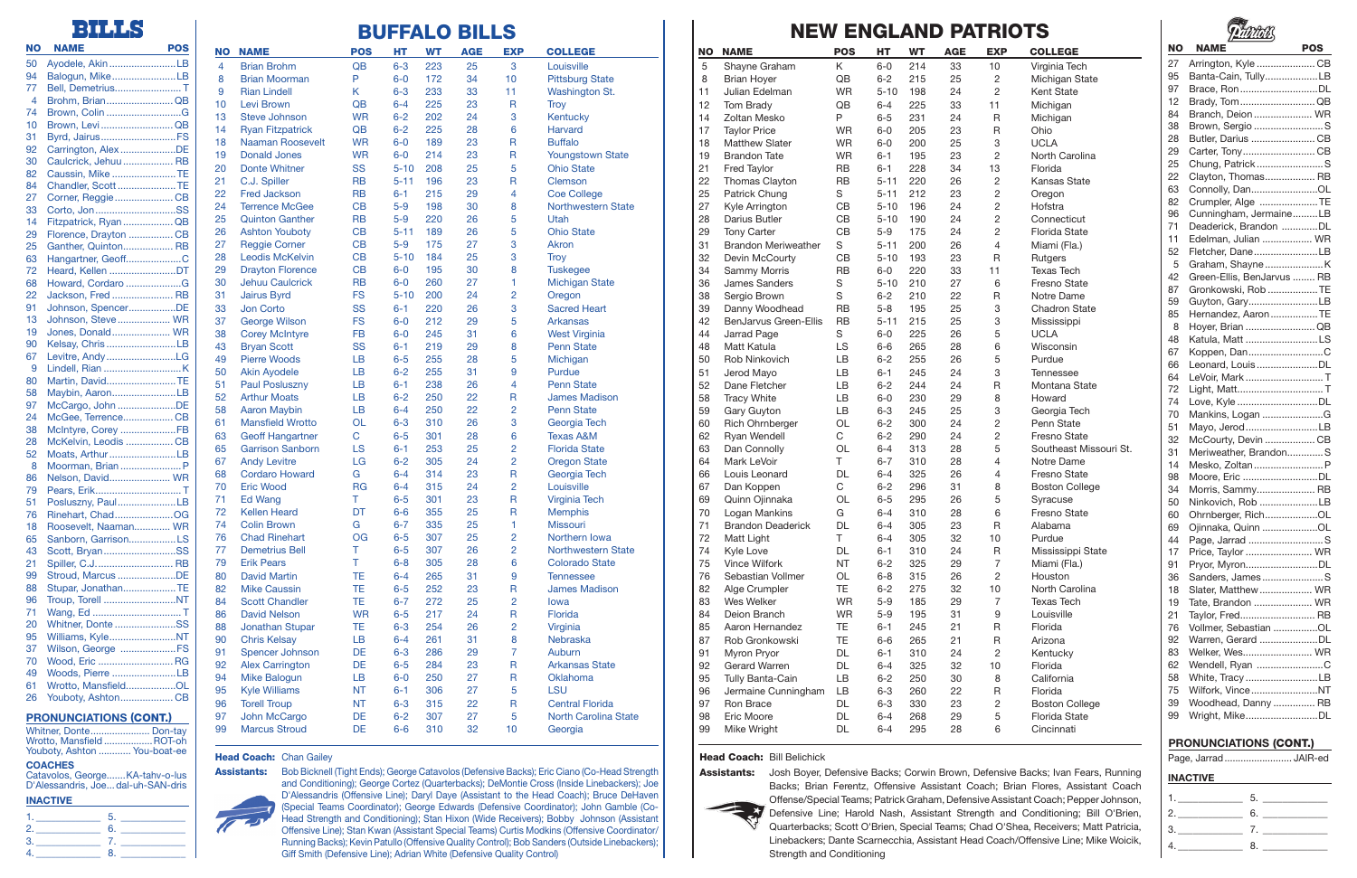# BILLS

| NO | NAME | POS |
|---|---|---|
| 50 | Ayodele, Akin | LB |
| 94 | Balogun, Mike | LB |
| 77 | Bell, Demetrius | T |
| 4 | Brohm, Brian | QB |
| 74 | Brown, Colin | G |
| 10 | Brown, Levi | QB |
| 31 | Byrd, Jairus | FS |
| 92 | Carrington, Alex | DE |
| 30 | Caulcrick, Jehuu | RB |
| 82 | Caussin, Mike | TE |
| 84 | Chandler, Scott | TE |
| 27 | Corner, Reggie | CB |
| 33 | Corto, Jon | SS |
| 14 | Fitzpatrick, Ryan | QB |
| 29 | Florence, Drayton | CB |
| 25 | Ganther, Quinton | RB |
| 63 | Hangartner, Geoff | C |
| 72 | Heard, Kellen | DT |
| 68 | Howard, Cordaro | G |
| 22 | Jackson, Fred | RB |
| 91 | Johnson, Spencer | DE |
| 13 | Johnson, Steve | WR |
| 19 | Jones, Donald | WR |
| 90 | Kelsay, Chris | LB |
| 67 | Levitre, Andy | LG |
| 9 | Lindell, Rian | K |
| 80 | Martin, David | TE |
| 58 | Maybin, Aaron | LB |
| 97 | McCargo, John | DE |
| 24 | McGee, Terrence | CB |
| 38 | McIntyre, Corey | FB |
| 28 | McKelvin, Leodis | CB |
| 52 | Moats, Arthur | LB |
| 8 | Moorman, Brian | P |
| 86 | Nelson, David | WR |
| 79 | Pears, Erik | T |
| 51 | Posluszny, Paul | LB |
| 76 | Rinehart, Chad | OG |
| 18 | Roosevelt, Naaman | WR |
| 65 | Sanborn, Garrison | LS |
| 43 | Scott, Bryan | SS |
| 21 | Spiller, C.J. | RB |
| 99 | Stroud, Marcus | DE |
| 88 | Stupar, Jonathan | TE |
| 96 | Troup, Torell | NT |
| 71 | Wang, Ed | T |
| 20 | Whitner, Donte | SS |
| 95 | Williams, Kyle | NT |
| 37 | Wilson, George | FS |
| 70 | Wood, Eric | RG |
| 49 | Woods, Pierre | LB |
| 61 | Wrotto, Mansfield | OL |
| 26 | Youboty, Ashton | CB |

### PRONUNCIATIONS (CONT.)

Whitner, Donte ..................... Don-tay
Wrotto, Mansfield ................. ROT-oh
Youboty, Ashton ............ You-boat-ee

### COACHES

Catavolos, George.......KA-tahv-o-lus
D'Alessandris, Joe... dal-uh-SAN-dris

### INACTIVE

1. ____________ 5. ____________
2. ____________ 6. ____________
3. ____________ 7. ____________
4. ____________ 8. ____________

# BUFFALO BILLS

| NO | NAME | POS | HT | WT | AGE | EXP | COLLEGE |
|---|---|---|---|---|---|---|---|
| 4 | Brian Brohm | QB | 6-3 | 223 | 25 | 3 | Louisville |
| 8 | Brian Moorman | P | 6-0 | 172 | 34 | 10 | Pittsburg State |
| 9 | Rian Lindell | K | 6-3 | 233 | 33 | 11 | Washington St. |
| 10 | Levi Brown | QB | 6-4 | 225 | 23 | R | Troy |
| 13 | Steve Johnson | WR | 6-2 | 202 | 24 | 3 | Kentucky |
| 14 | Ryan Fitzpatrick | QB | 6-2 | 225 | 28 | 6 | Harvard |
| 18 | Naaman Roosevelt | WR | 6-0 | 189 | 23 | R | Buffalo |
| 19 | Donald Jones | WR | 6-0 | 214 | 23 | R | Youngstown State |
| 20 | Donte Whitner | SS | 5-10 | 208 | 25 | 5 | Ohio State |
| 21 | C.J. Spiller | RB | 5-11 | 196 | 23 | R | Clemson |
| 22 | Fred Jackson | RB | 6-1 | 215 | 29 | 4 | Coe College |
| 24 | Terrence McGee | CB | 5-9 | 198 | 30 | 8 | Northwestern State |
| 25 | Quinton Ganther | RB | 5-9 | 220 | 26 | 5 | Utah |
| 26 | Ashton Youboty | CB | 5-11 | 189 | 26 | 5 | Ohio State |
| 27 | Reggie Corner | CB | 5-9 | 175 | 27 | 3 | Akron |
| 28 | Leodis McKelvin | CB | 5-10 | 184 | 25 | 3 | Troy |
| 29 | Drayton Florence | CB | 6-0 | 195 | 30 | 8 | Tuskegee |
| 30 | Jehuu Caulcrick | RB | 6-0 | 260 | 27 | 1 | Michigan State |
| 31 | Jairus Byrd | FS | 5-10 | 200 | 24 | 2 | Oregon |
| 33 | Jon Corto | SS | 6-1 | 220 | 26 | 3 | Sacred Heart |
| 37 | George Wilson | FS | 6-0 | 212 | 29 | 5 | Arkansas |
| 38 | Corey McIntyre | FB | 6-0 | 245 | 31 | 6 | West Virginia |
| 43 | Bryan Scott | SS | 6-1 | 219 | 29 | 8 | Penn State |
| 49 | Pierre Woods | LB | 6-5 | 255 | 28 | 5 | Michigan |
| 50 | Akin Ayodele | LB | 6-2 | 255 | 31 | 9 | Purdue |
| 51 | Paul Posluszny | LB | 6-1 | 238 | 26 | 4 | Penn State |
| 52 | Arthur Moats | LB | 6-2 | 250 | 22 | R | James Madison |
| 58 | Aaron Maybin | LB | 6-4 | 250 | 22 | 2 | Penn State |
| 61 | Mansfield Wrotto | OL | 6-3 | 310 | 26 | 3 | Georgia Tech |
| 63 | Geoff Hangartner | C | 6-5 | 301 | 28 | 6 | Texas A&M |
| 65 | Garrison Sanborn | LS | 6-1 | 253 | 25 | 2 | Florida State |
| 67 | Andy Levitre | LG | 6-2 | 305 | 24 | 2 | Oregon State |
| 68 | Cordaro Howard | G | 6-4 | 314 | 23 | R | Georgia Tech |
| 70 | Eric Wood | RG | 6-4 | 315 | 24 | 2 | Louisville |
| 71 | Ed Wang | T | 6-5 | 301 | 23 | R | Virginia Tech |
| 72 | Kellen Heard | DT | 6-6 | 355 | 25 | R | Memphis |
| 74 | Colin Brown | G | 6-7 | 335 | 25 | 1 | Missouri |
| 76 | Chad Rinehart | OG | 6-5 | 307 | 25 | 2 | Northern Iowa |
| 77 | Demetrius Bell | T | 6-5 | 307 | 26 | 2 | Northwestern State |
| 79 | Erik Pears | T | 6-8 | 305 | 28 | 6 | Colorado State |
| 80 | David Martin | TE | 6-4 | 265 | 31 | 9 | Tennessee |
| 82 | Mike Caussin | TE | 6-5 | 252 | 23 | R | James Madison |
| 84 | Scott Chandler | TE | 6-7 | 272 | 25 | 2 | Iowa |
| 86 | David Nelson | WR | 6-5 | 217 | 24 | R | Florida |
| 88 | Jonathan Stupar | TE | 6-3 | 254 | 26 | 2 | Virginia |
| 90 | Chris Kelsay | LB | 6-4 | 261 | 31 | 8 | Nebraska |
| 91 | Spencer Johnson | DE | 6-3 | 286 | 29 | 7 | Auburn |
| 92 | Alex Carrington | DE | 6-5 | 284 | 23 | R | Arkansas State |
| 94 | Mike Balogun | LB | 6-0 | 250 | 27 | R | Oklahoma |
| 95 | Kyle Williams | NT | 6-1 | 306 | 27 | 5 | LSU |
| 96 | Torell Troup | NT | 6-3 | 315 | 22 | R | Central Florida |
| 97 | John McCargo | DE | 6-2 | 307 | 27 | 5 | North Carolina State |
| 99 | Marcus Stroud | DE | 6-6 | 310 | 32 | 10 | Georgia |

**Head Coach:** Chan Gailey

**Assistants:** Bob Bicknell (Tight Ends); George Catavolos (Defensive Backs); Eric Ciano (Co-Head Strength and Conditioning); George Cortez (Quarterbacks); DeMontie Cross (Inside Linebackers); Joe D'Alessandris (Offensive Line); Daryl Daye (Assistant to the Head Coach); Bruce DeHaven (Special Teams Coordinator); George Edwards (Defensive Coordinator); John Gamble (Co-Head Strength and Conditioning); Stan Hixon (Wide Receivers); Bobby Johnson (Assistant Offensive Line); Stan Kwan (Assistant Special Teams) Curtis Modkins (Offensive Coordinator/ Running Backs); Kevin Patullo (Offensive Quality Control); Bob Sanders (Outside Linebackers); Giff Smith (Defensive Line); Adrian White (Defensive Quality Control)

# NEW ENGLAND PATRIOTS

| NO | NAME | POS | HT | WT | AGE | EXP | COLLEGE |
|---|---|---|---|---|---|---|---|
| 5 | Shayne Graham | K | 6-0 | 214 | 33 | 10 | Virginia Tech |
| 8 | Brian Hoyer | QB | 6-2 | 215 | 25 | 2 | Michigan State |
| 11 | Julian Edelman | WR | 5-10 | 198 | 24 | 2 | Kent State |
| 12 | Tom Brady | QB | 6-4 | 225 | 33 | 11 | Michigan |
| 14 | Zoltan Mesko | P | 6-5 | 231 | 24 | R | Michigan |
| 17 | Taylor Price | WR | 6-0 | 205 | 23 | R | Ohio |
| 18 | Matthew Slater | WR | 6-0 | 200 | 25 | 3 | UCLA |
| 19 | Brandon Tate | WR | 6-1 | 195 | 23 | 2 | North Carolina |
| 21 | Fred Taylor | RB | 6-1 | 228 | 34 | 13 | Florida |
| 22 | Thomas Clayton | RB | 5-11 | 220 | 26 | 2 | Kansas State |
| 25 | Patrick Chung | S | 5-11 | 212 | 23 | 2 | Oregon |
| 27 | Kyle Arrington | CB | 5-10 | 196 | 24 | 2 | Hofstra |
| 28 | Darius Butler | CB | 5-10 | 190 | 24 | 2 | Connecticut |
| 29 | Tony Carter | CB | 5-9 | 175 | 24 | 2 | Florida State |
| 31 | Brandon Meriweather | S | 5-11 | 200 | 26 | 4 | Miami (Fla.) |
| 32 | Devin McCourty | CB | 5-10 | 193 | 23 | R | Rutgers |
| 34 | Sammy Morris | RB | 6-0 | 220 | 33 | 11 | Texas Tech |
| 36 | James Sanders | S | 5-10 | 210 | 27 | 6 | Fresno State |
| 38 | Sergio Brown | S | 6-2 | 210 | 22 | R | Notre Dame |
| 39 | Danny Woodhead | RB | 5-8 | 195 | 25 | 3 | Chadron State |
| 42 | BenJarvus Green-Ellis | RB | 5-11 | 215 | 25 | 3 | Mississippi |
| 44 | Jarrad Page | S | 6-0 | 225 | 26 | 5 | UCLA |
| 48 | Matt Katula | LS | 6-6 | 265 | 28 | 6 | Wisconsin |
| 50 | Rob Ninkovich | LB | 6-2 | 255 | 26 | 5 | Purdue |
| 51 | Jerod Mayo | LB | 6-1 | 245 | 24 | 3 | Tennessee |
| 52 | Dane Fletcher | LB | 6-2 | 244 | 24 | R | Montana State |
| 58 | Tracy White | LB | 6-0 | 230 | 29 | 8 | Howard |
| 59 | Gary Guyton | LB | 6-3 | 245 | 25 | 3 | Georgia Tech |
| 60 | Rich Ohrnberger | OL | 6-2 | 300 | 24 | 2 | Penn State |
| 62 | Ryan Wendell | C | 6-2 | 290 | 24 | 2 | Fresno State |
| 63 | Dan Connolly | OL | 6-4 | 313 | 28 | 5 | Southeast Missouri St. |
| 64 | Mark LeVoir | T | 6-7 | 310 | 28 | 4 | Notre Dame |
| 66 | Louis Leonard | DL | 6-4 | 325 | 26 | 4 | Fresno State |
| 67 | Dan Koppen | C | 6-2 | 296 | 31 | 8 | Boston College |
| 69 | Quinn Ojinnaka | OL | 6-5 | 295 | 26 | 5 | Syracuse |
| 70 | Logan Mankins | G | 6-4 | 310 | 28 | 6 | Fresno State |
| 71 | Brandon Deaderick | DL | 6-4 | 305 | 23 | R | Alabama |
| 72 | Matt Light | T | 6-4 | 305 | 32 | 10 | Purdue |
| 74 | Kyle Love | DL | 6-1 | 310 | 24 | R | Mississippi State |
| 75 | Vince Wilfork | NT | 6-2 | 325 | 29 | 7 | Miami (Fla.) |
| 76 | Sebastian Vollmer | OL | 6-8 | 315 | 26 | 2 | Houston |
| 82 | Alge Crumpler | TE | 6-2 | 275 | 32 | 10 | North Carolina |
| 83 | Wes Welker | WR | 5-9 | 185 | 29 | 7 | Texas Tech |
| 84 | Deion Branch | WR | 5-9 | 195 | 31 | 9 | Louisville |
| 85 | Aaron Hernandez | TE | 6-1 | 245 | 21 | R | Florida |
| 87 | Rob Gronkowski | TE | 6-6 | 265 | 21 | R | Arizona |
| 91 | Myron Pryor | DL | 6-1 | 310 | 24 | 2 | Kentucky |
| 92 | Gerard Warren | DL | 6-4 | 325 | 32 | 10 | Florida |
| 95 | Tully Banta-Cain | LB | 6-2 | 250 | 30 | 8 | California |
| 96 | Jermaine Cunningham | LB | 6-3 | 260 | 22 | R | Florida |
| 97 | Ron Brace | DL | 6-3 | 330 | 23 | 2 | Boston College |
| 98 | Eric Moore | DL | 6-4 | 268 | 29 | 5 | Florida State |
| 99 | Mike Wright | DL | 6-4 | 295 | 28 | 6 | Cincinnati |

**Head Coach:** Bill Belichick

**Assistants:** Josh Boyer, Defensive Backs; Corwin Brown, Defensive Backs; Ivan Fears, Running Backs; Brian Ferentz, Offensive Assistant Coach; Brian Flores, Assistant Coach Offense/Special Teams; Patrick Graham, Defensive Assistant Coach; Pepper Johnson, Defensive Line Coach; Harold Nash, Assistant Strength and Conditioning; Bill O'Brien, Quarterbacks; Scott O'Brien, Special Teams; Chad O'Shea, Receivers; Matt Patricia, Linebackers; Dante Scarnecchia, Assistant Head Coach/Offensive Line; Mike Woicik, Strength and Conditioning

# Patriots

| NO | NAME | POS |
|---|---|---|
| 27 | Arrington, Kyle | CB |
| 95 | Banta-Cain, Tully | LB |
| 97 | Brace, Ron | DL |
| 12 | Brady, Tom | QB |
| 84 | Branch, Deion | WR |
| 38 | Brown, Sergio | S |
| 28 | Butler, Darius | CB |
| 29 | Carter, Tony | CB |
| 25 | Chung, Patrick | S |
| 22 | Clayton, Thomas | RB |
| 63 | Connolly, Dan | OL |
| 82 | Crumpler, Alge | TE |
| 96 | Cunningham, Jermaine | LB |
| 71 | Deaderick, Brandon | DL |
| 11 | Edelman, Julian | WR |
| 52 | Fletcher, Dane | LB |
| 5 | Graham, Shayne | K |
| 42 | Green-Ellis, BenJarvus | RB |
| 87 | Gronkowski, Rob | TE |
| 59 | Guyton, Gary | LB |
| 85 | Hernandez, Aaron | TE |
| 8 | Hoyer, Brian | QB |
| 48 | Katula, Matt | LS |
| 67 | Koppen, Dan | C |
| 66 | Leonard, Louis | DL |
| 64 | LeVoir, Mark | T |
| 72 | Light, Matt | T |
| 74 | Love, Kyle | DL |
| 70 | Mankins, Logan | G |
| 51 | Mayo, Jerod | LB |
| 32 | McCourty, Devin | CB |
| 31 | Meriweather, Brandon | S |
| 14 | Mesko, Zoltan | P |
| 98 | Moore, Eric | DL |
| 34 | Morris, Sammy | RB |
| 50 | Ninkovich, Rob | LB |
| 60 | Ohrnberger, Rich | OL |
| 69 | Ojinnaka, Quinn | OL |
| 44 | Page, Jarrad | S |
| 17 | Price, Taylor | WR |
| 91 | Pryor, Myron | DL |
| 36 | Sanders, James | S |
| 18 | Slater, Matthew | WR |
| 19 | Tate, Brandon | WR |
| 21 | Taylor, Fred | RB |
| 76 | Vollmer, Sebastian | OL |
| 92 | Warren, Gerard | DL |
| 83 | Welker, Wes | WR |
| 62 | Wendell, Ryan | C |
| 58 | White, Tracy | LB |
| 75 | Wilfork, Vince | NT |
| 39 | Woodhead, Danny | RB |
| 99 | Wright, Mike | DL |

### PRONUNCIATIONS (CONT.)

Page, Jarrad ......................... JAIR-ed

### INACTIVE

1. ____________ 5. ____________
2. ____________ 6. ____________
3. ____________ 7. ____________
4. ____________ 8. ____________